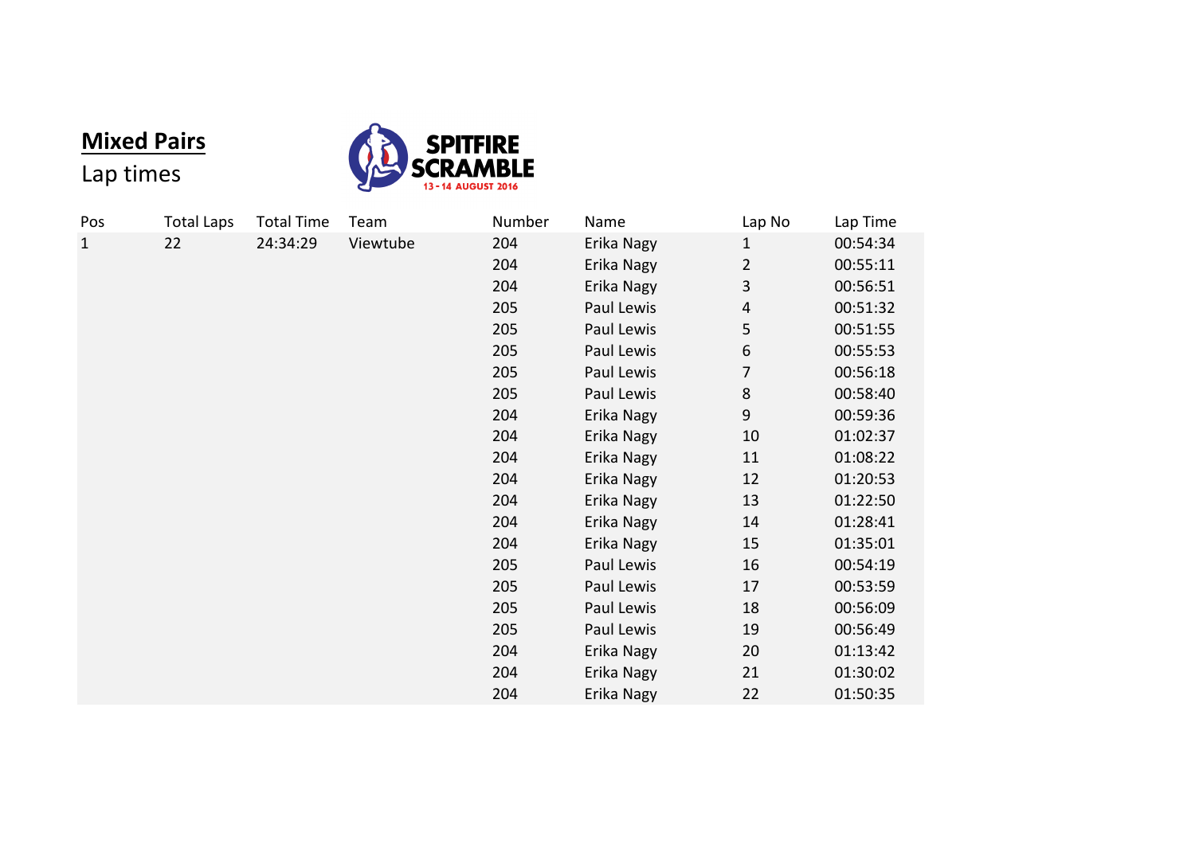# Mixed Pairs

Lap times

SPITFIRE SCRAMBLE
13 - 14 AUGUST 2016

| Pos | Total Laps | Total Time | Team | Number | Name | Lap No | Lap Time |
|---|---|---|---|---|---|---|---|
| 1 | 22 | 24:34:29 | Viewtube | 204 | Erika Nagy | 1 | 00:54:34 |
| | | | | 204 | Erika Nagy | 2 | 00:55:11 |
| | | | | 204 | Erika Nagy | 3 | 00:56:51 |
| | | | | 205 | Paul Lewis | 4 | 00:51:32 |
| | | | | 205 | Paul Lewis | 5 | 00:51:55 |
| | | | | 205 | Paul Lewis | 6 | 00:55:53 |
| | | | | 205 | Paul Lewis | 7 | 00:56:18 |
| | | | | 205 | Paul Lewis | 8 | 00:58:40 |
| | | | | 204 | Erika Nagy | 9 | 00:59:36 |
| | | | | 204 | Erika Nagy | 10 | 01:02:37 |
| | | | | 204 | Erika Nagy | 11 | 01:08:22 |
| | | | | 204 | Erika Nagy | 12 | 01:20:53 |
| | | | | 204 | Erika Nagy | 13 | 01:22:50 |
| | | | | 204 | Erika Nagy | 14 | 01:28:41 |
| | | | | 204 | Erika Nagy | 15 | 01:35:01 |
| | | | | 205 | Paul Lewis | 16 | 00:54:19 |
| | | | | 205 | Paul Lewis | 17 | 00:53:59 |
| | | | | 205 | Paul Lewis | 18 | 00:56:09 |
| | | | | 205 | Paul Lewis | 19 | 00:56:49 |
| | | | | 204 | Erika Nagy | 20 | 01:13:42 |
| | | | | 204 | Erika Nagy | 21 | 01:30:02 |
| | | | | 204 | Erika Nagy | 22 | 01:50:35 |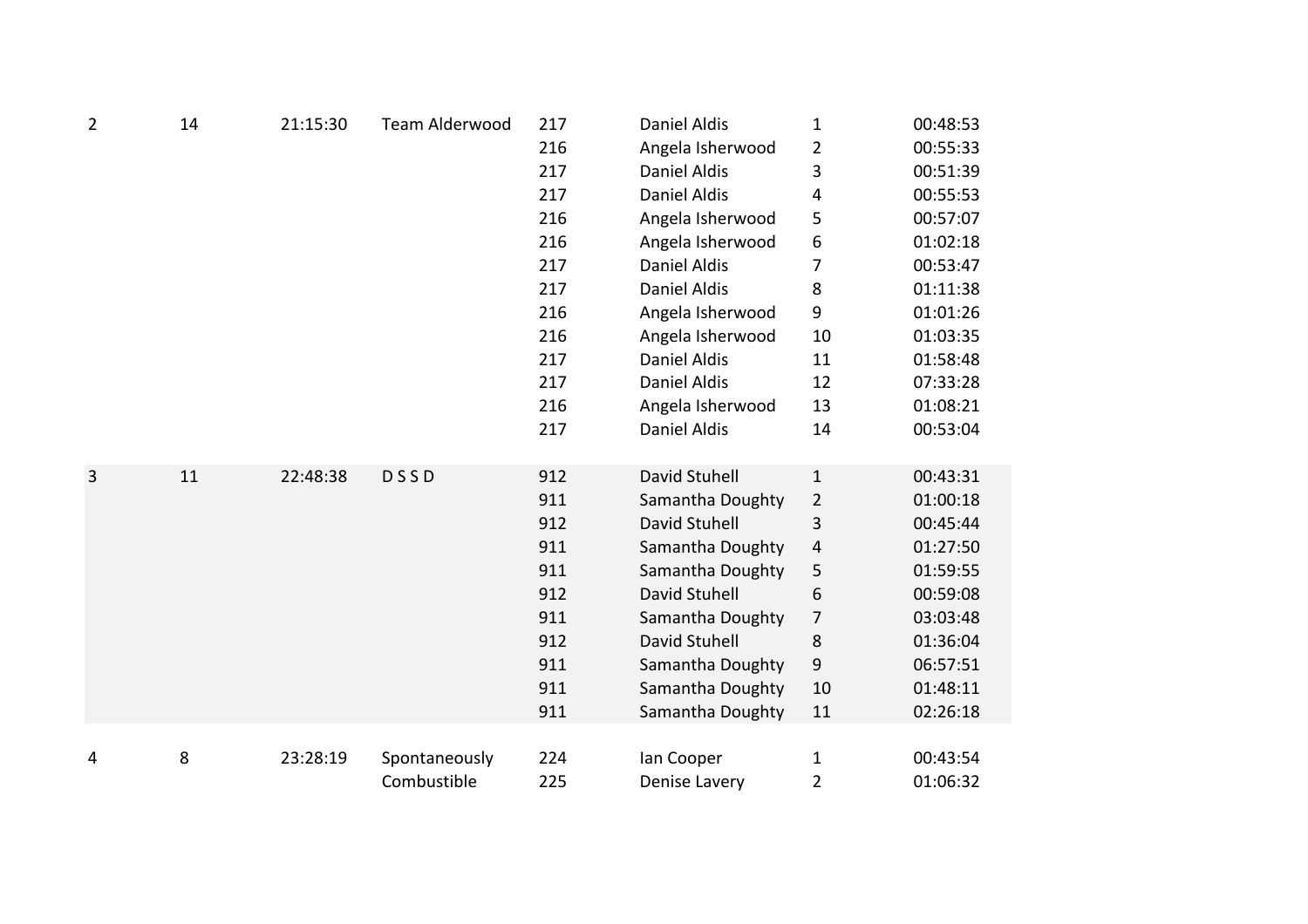| | | | | | | | |
|---|---|---|---|---|---|---|---|
| 2 | 14 | 21:15:30 | Team Alderwood | 217 | Daniel Aldis | 1 | 00:48:53 |
| | | | | 216 | Angela Isherwood | 2 | 00:55:33 |
| | | | | 217 | Daniel Aldis | 3 | 00:51:39 |
| | | | | 217 | Daniel Aldis | 4 | 00:55:53 |
| | | | | 216 | Angela Isherwood | 5 | 00:57:07 |
| | | | | 216 | Angela Isherwood | 6 | 01:02:18 |
| | | | | 217 | Daniel Aldis | 7 | 00:53:47 |
| | | | | 217 | Daniel Aldis | 8 | 01:11:38 |
| | | | | 216 | Angela Isherwood | 9 | 01:01:26 |
| | | | | 216 | Angela Isherwood | 10 | 01:03:35 |
| | | | | 217 | Daniel Aldis | 11 | 01:58:48 |
| | | | | 217 | Daniel Aldis | 12 | 07:33:28 |
| | | | | 216 | Angela Isherwood | 13 | 01:08:21 |
| | | | | 217 | Daniel Aldis | 14 | 00:53:04 |
| 3 | 11 | 22:48:38 | D S S D | 912 | David Stuhell | 1 | 00:43:31 |
| | | | | 911 | Samantha Doughty | 2 | 01:00:18 |
| | | | | 912 | David Stuhell | 3 | 00:45:44 |
| | | | | 911 | Samantha Doughty | 4 | 01:27:50 |
| | | | | 911 | Samantha Doughty | 5 | 01:59:55 |
| | | | | 912 | David Stuhell | 6 | 00:59:08 |
| | | | | 911 | Samantha Doughty | 7 | 03:03:48 |
| | | | | 912 | David Stuhell | 8 | 01:36:04 |
| | | | | 911 | Samantha Doughty | 9 | 06:57:51 |
| | | | | 911 | Samantha Doughty | 10 | 01:48:11 |
| | | | | 911 | Samantha Doughty | 11 | 02:26:18 |
| 4 | 8 | 23:28:19 | Spontaneously Combustible | 224 | Ian Cooper | 1 | 00:43:54 |
| | | | | 225 | Denise Lavery | 2 | 01:06:32 |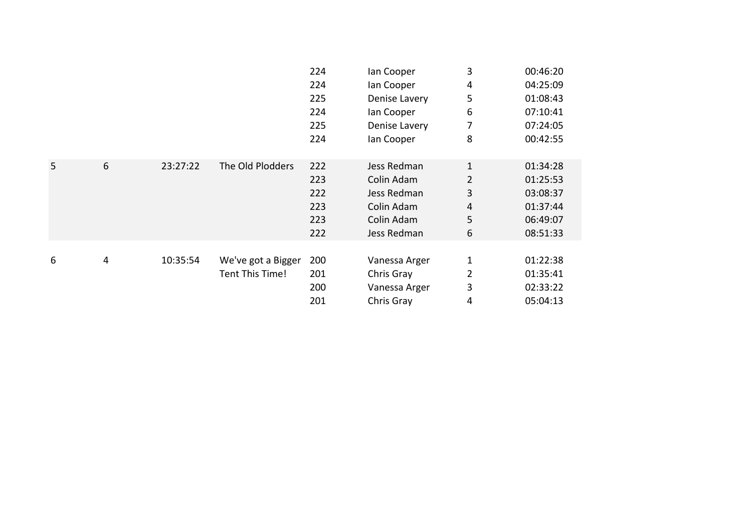| | | | | | | | |
|---|---|---|---|---|---|---|---|
| | | | | 224 | Ian Cooper | 3 | 00:46:20 |
| | | | | 224 | Ian Cooper | 4 | 04:25:09 |
| | | | | 225 | Denise Lavery | 5 | 01:08:43 |
| | | | | 224 | Ian Cooper | 6 | 07:10:41 |
| | | | | 225 | Denise Lavery | 7 | 07:24:05 |
| | | | | 224 | Ian Cooper | 8 | 00:42:55 |
| 5 | 6 | 23:27:22 | The Old Plodders | 222 | Jess Redman | 1 | 01:34:28 |
| | | | | 223 | Colin Adam | 2 | 01:25:53 |
| | | | | 222 | Jess Redman | 3 | 03:08:37 |
| | | | | 223 | Colin Adam | 4 | 01:37:44 |
| | | | | 223 | Colin Adam | 5 | 06:49:07 |
| | | | | 222 | Jess Redman | 6 | 08:51:33 |
| 6 | 4 | 10:35:54 | We've got a Bigger Tent This Time! | 200 | Vanessa Arger | 1 | 01:22:38 |
| | | | | 201 | Chris Gray | 2 | 01:35:41 |
| | | | | 200 | Vanessa Arger | 3 | 02:33:22 |
| | | | | 201 | Chris Gray | 4 | 05:04:13 |